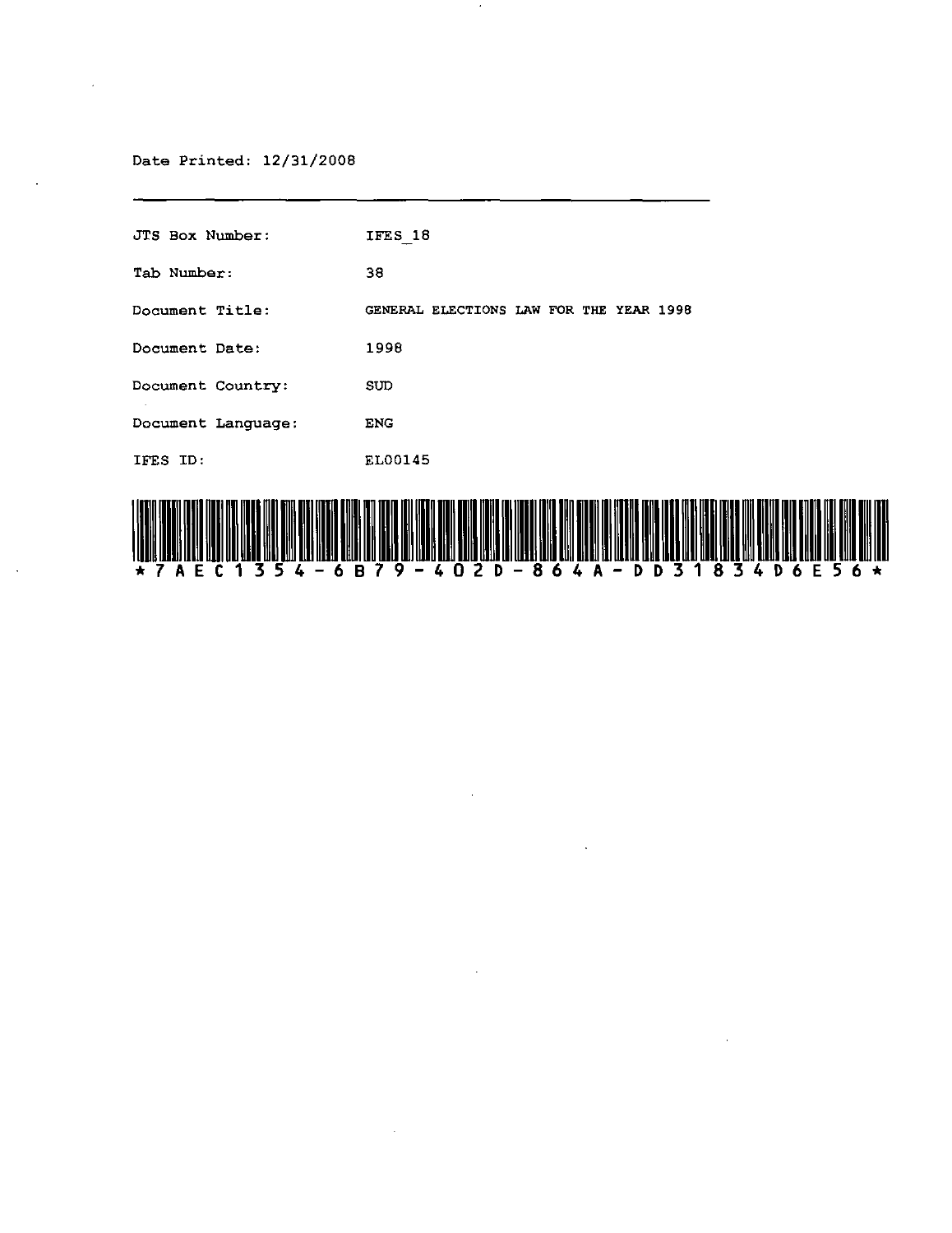Date Printed: 12/31/2008

---

| | |
|---|---|
| JTS Box Number: | IFES_18 |
| Tab Number: | 38 |
| Document Title: | GENERAL ELECTIONS LAW FOR THE YEAR 1998 |
| Document Date: | 1998 |
| Document Country: | SUD |
| Document Language: | ENG |
| IFES ID: | EL00145 |

*7AEC1354-6B79-402D-864A-DD31834D6E56*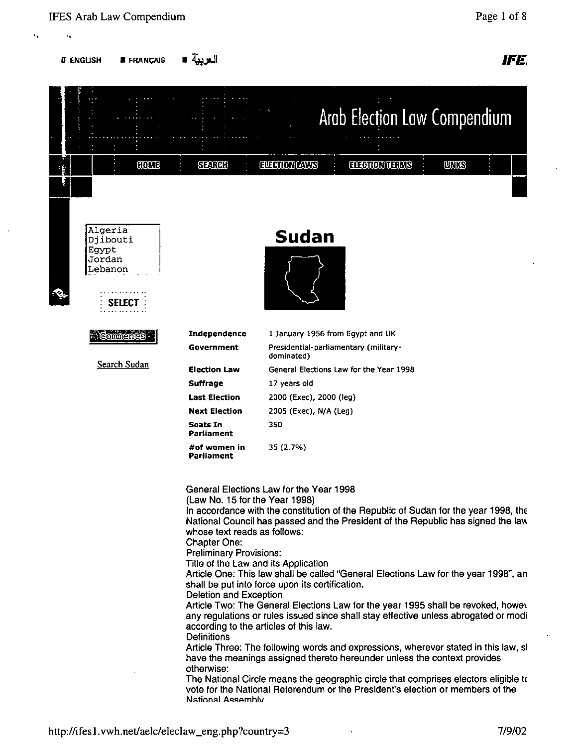ENGLISH ■ FRANÇAIS ■ العربية

IFE.

# Arab Election Law Compendium

HOME | SEARCH | ELECTION LAWS | ELECTION TERMS | LINKS

Algeria
Djibouti
Egypt
Jordan
Lebanon

SELECT

Comments

Search Sudan

## Sudan

| | |
|---|---|
| **Independence** | 1 January 1956 from Egypt and UK |
| **Government** | Presidential-parliamentary (military-dominated) |
| **Election Law** | General Elections Law for the Year 1998 |
| **Suffrage** | 17 years old |
| **Last Election** | 2000 (Exec), 2000 (leg) |
| **Next Election** | 2005 (Exec), N/A (Leg) |
| **Seats In Parliament** | 360 |
| **#of women in Parliament** | 35 (2.7%) |

General Elections Law for the Year 1998
(Law No. 15 for the Year 1998)
In accordance with the constitution of the Republic of Sudan for the year 1998, the National Council has passed and the President of the Republic has signed the law whose text reads as follows:
Chapter One:
Preliminary Provisions:
Title of the Law and its Application
Article One: This law shall be called "General Elections Law for the year 1998", an shall be put into force upon its certification.
Deletion and Exception
Article Two: The General Elections Law for the year 1995 shall be revoked, howev any regulations or rules issued since shall stay effective unless abrogated or modi according to the articles of this law.
Definitions
Article Three: The following words and expressions, wherever stated in this law, sl have the meanings assigned thereto hereunder unless the context provides otherwise:
The National Circle means the geographic circle that comprises electors eligible tc vote for the National Referendum or the President's election or members of the National Assembly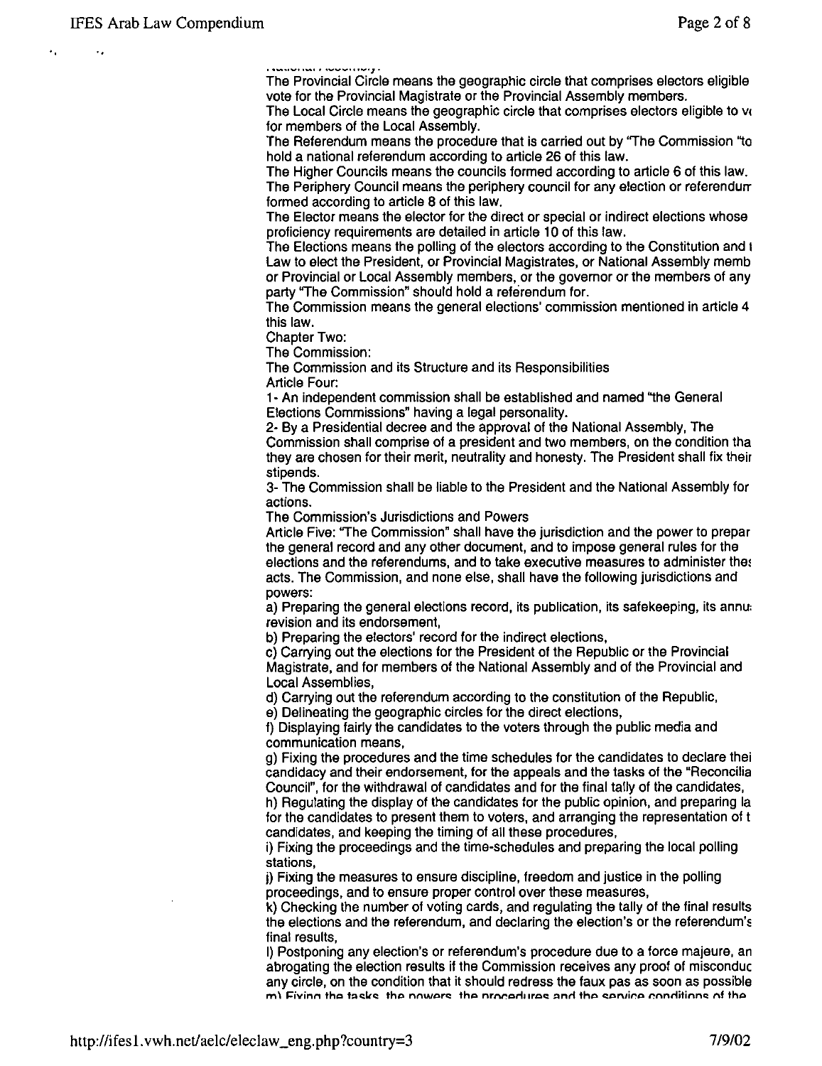National Assembly.

The Provincial Circle means the geographic circle that comprises electors eligible vote for the Provincial Magistrate or the Provincial Assembly members.

The Local Circle means the geographic circle that comprises electors eligible to vo for members of the Local Assembly.

The Referendum means the procedure that is carried out by "The Commission "to hold a national referendum according to article 26 of this law.

The Higher Councils means the councils formed according to article 6 of this law.

The Periphery Council means the periphery council for any election or referendum formed according to article 8 of this law.

The Elector means the elector for the direct or special or indirect elections whose proficiency requirements are detailed in article 10 of this law.

The Elections means the polling of the electors according to the Constitution and t Law to elect the President, or Provincial Magistrates, or National Assembly memb or Provincial or Local Assembly members, or the governor or the members of any party "The Commission" should hold a referendum for.

The Commission means the general elections' commission mentioned in article 4 this law.

Chapter Two:

The Commission:

The Commission and its Structure and its Responsibilities

Article Four:

1- An independent commission shall be established and named "the General Elections Commissions" having a legal personality.

2- By a Presidential decree and the approval of the National Assembly, The Commission shall comprise of a president and two members, on the condition tha they are chosen for their merit, neutrality and honesty. The President shall fix their stipends.

3- The Commission shall be liable to the President and the National Assembly for actions.

The Commission's Jurisdictions and Powers

Article Five: "The Commission" shall have the jurisdiction and the power to prepar the general record and any other document, and to impose general rules for the elections and the referendums, and to take executive measures to administer thes acts. The Commission, and none else, shall have the following jurisdictions and powers:

a) Preparing the general elections record, its publication, its safekeeping, its annu revision and its endorsement,

b) Preparing the electors' record for the indirect elections,

c) Carrying out the elections for the President of the Republic or the Provincial Magistrate, and for members of the National Assembly and of the Provincial and Local Assemblies,

d) Carrying out the referendum according to the constitution of the Republic,

e) Delineating the geographic circles for the direct elections,

f) Displaying fairly the candidates to the voters through the public media and communication means,

g) Fixing the procedures and the time schedules for the candidates to declare thei candidacy and their endorsement, for the appeals and the tasks of the "Reconcilia Council", for the withdrawal of candidates and for the final tally of the candidates,

h) Regulating the display of the candidates for the public opinion, and preparing la for the candidates to present them to voters, and arranging the representation of t candidates, and keeping the timing of all these procedures,

i) Fixing the proceedings and the time-schedules and preparing the local polling stations,

j) Fixing the measures to ensure discipline, freedom and justice in the polling proceedings, and to ensure proper control over these measures,

k) Checking the number of voting cards, and regulating the tally of the final results the elections and the referendum, and declaring the election's or the referendum's final results,

l) Postponing any election's or referendum's procedure due to a force majeure, an abrogating the election results if the Commission receives any proof of misconduc any circle, on the condition that it should redress the faux pas as soon as possible

m) Fixing the tasks, the powers, the procedures and the service conditions of the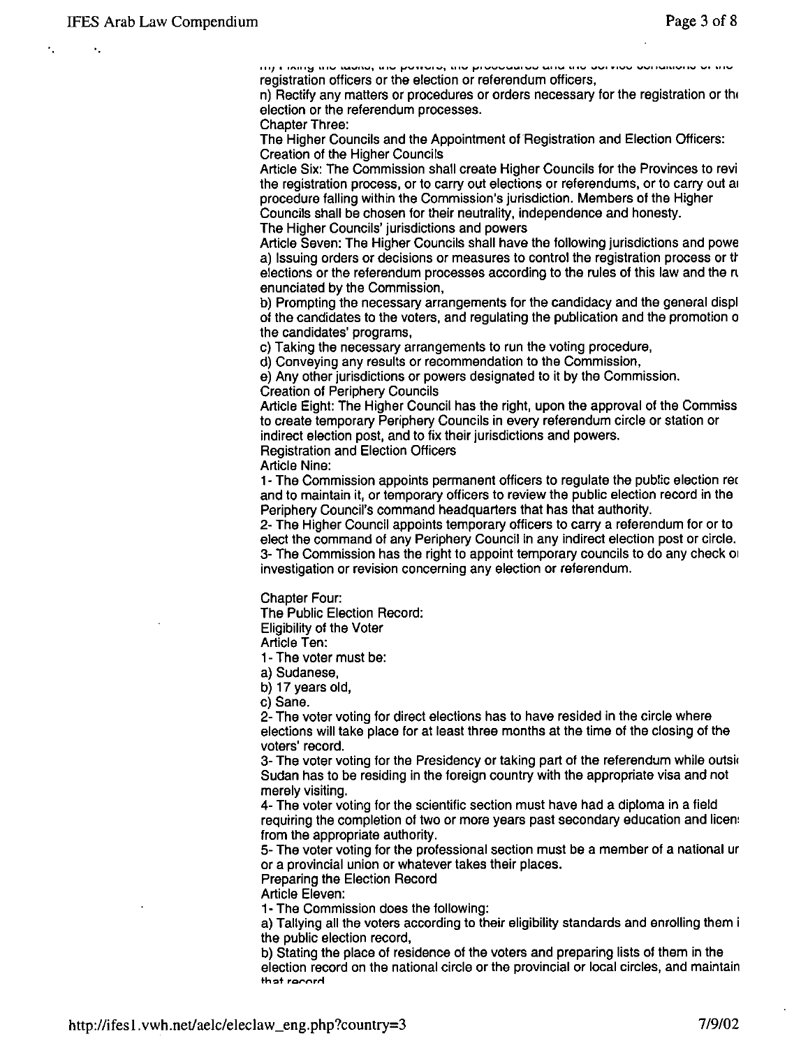m) Fixing the tasks, the powers, the procedures and the service conditions of the registration officers or the election or referendum officers,

n) Rectify any matters or procedures or orders necessary for the registration or the election or the referendum processes.

## Chapter Three:

## The Higher Councils and the Appointment of Registration and Election Officers:

### Creation of the Higher Councils

Article Six: The Commission shall create Higher Councils for the Provinces to revi the registration process, or to carry out elections or referendums, or to carry out a procedure falling within the Commission's jurisdiction. Members of the Higher Councils shall be chosen for their neutrality, independence and honesty.

### The Higher Councils' jurisdictions and powers

Article Seven: The Higher Councils shall have the following jurisdictions and powe

a) Issuing orders or decisions or measures to control the registration process or th elections or the referendum processes according to the rules of this law and the ru enunciated by the Commission,

b) Prompting the necessary arrangements for the candidacy and the general displ of the candidates to the voters, and regulating the publication and the promotion o the candidates' programs,

c) Taking the necessary arrangements to run the voting procedure,

d) Conveying any results or recommendation to the Commission,

e) Any other jurisdictions or powers designated to it by the Commission.

### Creation of Periphery Councils

Article Eight: The Higher Council has the right, upon the approval of the Commiss to create temporary Periphery Councils in every referendum circle or station or indirect election post, and to fix their jurisdictions and powers.

### Registration and Election Officers

Article Nine:

1- The Commission appoints permanent officers to regulate the public election rec and to maintain it, or temporary officers to review the public election record in the Periphery Council's command headquarters that has that authority.

2- The Higher Council appoints temporary officers to carry a referendum for or to elect the command of any Periphery Council in any indirect election post or circle.

3- The Commission has the right to appoint temporary councils to do any check o investigation or revision concerning any election or referendum.

## Chapter Four:

## The Public Election Record:

### Eligibility of the Voter

Article Ten:

1- The voter must be:

a) Sudanese,

b) 17 years old,

c) Sane.

2- The voter voting for direct elections has to have resided in the circle where elections will take place for at least three months at the time of the closing of the voters' record.

3- The voter voting for the Presidency or taking part of the referendum while outsi Sudan has to be residing in the foreign country with the appropriate visa and not merely visiting.

4- The voter voting for the scientific section must have had a diploma in a field requiring the completion of two or more years past secondary education and licen from the appropriate authority.

5- The voter voting for the professional section must be a member of a national ur or a provincial union or whatever takes their places.

### Preparing the Election Record

Article Eleven:

1- The Commission does the following:

a) Tallying all the voters according to their eligibility standards and enrolling them i the public election record,

b) Stating the place of residence of the voters and preparing lists of them in the election record on the national circle or the provincial or local circles, and maintain that record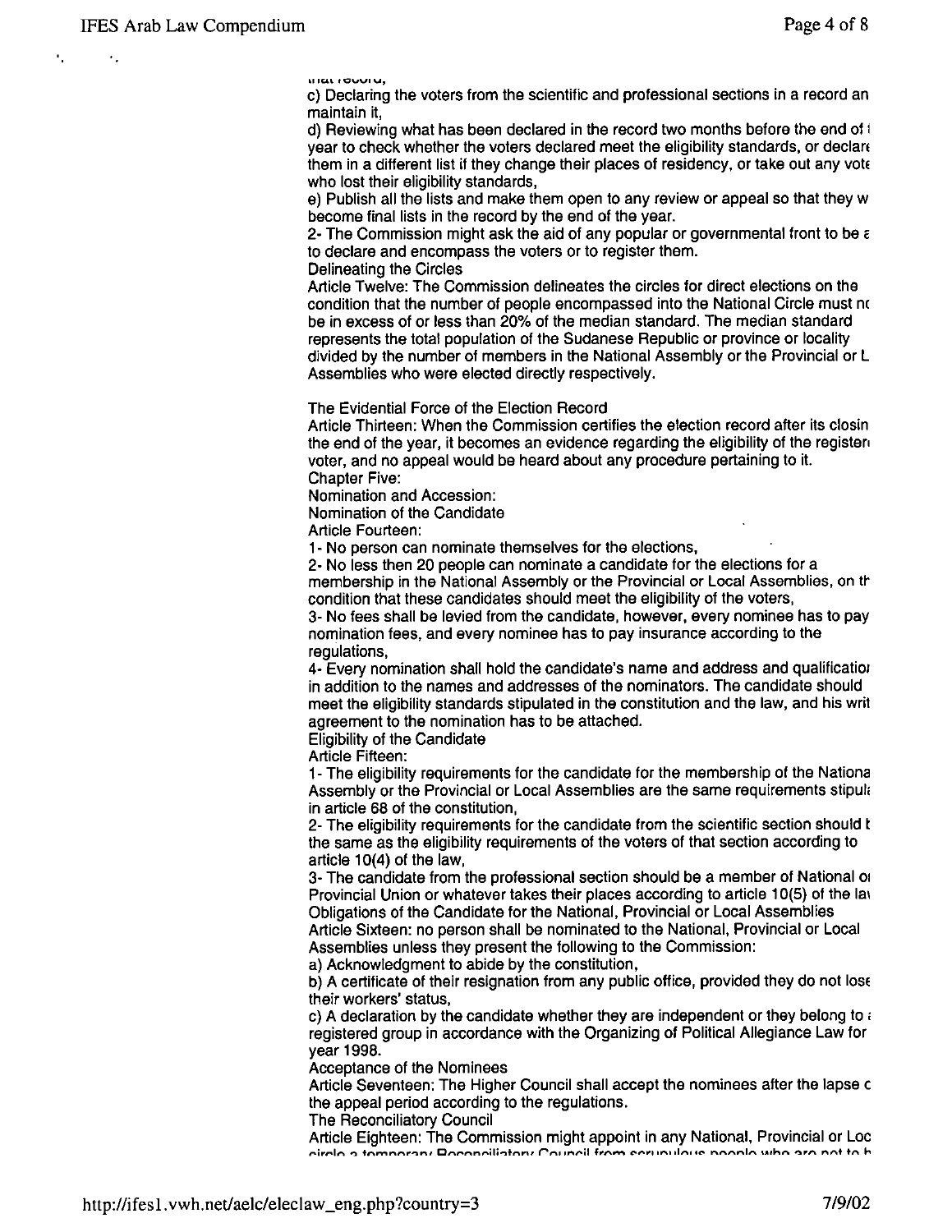that record,

c) Declaring the voters from the scientific and professional sections in a record an maintain it,

d) Reviewing what has been declared in the record two months before the end of t year to check whether the voters declared meet the eligibility standards, or declare them in a different list if they change their places of residency, or take out any vote who lost their eligibility standards,

e) Publish all the lists and make them open to any review or appeal so that they w become final lists in the record by the end of the year.

2- The Commission might ask the aid of any popular or governmental front to be a to declare and encompass the voters or to register them.

Delineating the Circles

Article Twelve: The Commission delineates the circles for direct elections on the condition that the number of people encompassed into the National Circle must nc be in excess of or less than 20% of the median standard. The median standard represents the total population of the Sudanese Republic or province or locality divided by the number of members in the National Assembly or the Provincial or L Assemblies who were elected directly respectively.

The Evidential Force of the Election Record

Article Thirteen: When the Commission certifies the election record after its closin the end of the year, it becomes an evidence regarding the eligibility of the register voter, and no appeal would be heard about any procedure pertaining to it.

Chapter Five:

Nomination and Accession:

Nomination of the Candidate

Article Fourteen:

1- No person can nominate themselves for the elections,

2- No less then 20 people can nominate a candidate for the elections for a membership in the National Assembly or the Provincial or Local Assemblies, on th condition that these candidates should meet the eligibility of the voters,

3- No fees shall be levied from the candidate, however, every nominee has to pay nomination fees, and every nominee has to pay insurance according to the regulations,

4- Every nomination shall hold the candidate's name and address and qualificatio in addition to the names and addresses of the nominators. The candidate should meet the eligibility standards stipulated in the constitution and the law, and his writ agreement to the nomination has to be attached.

Eligibility of the Candidate

Article Fifteen:

1- The eligibility requirements for the candidate for the membership of the Nationa Assembly or the Provincial or Local Assemblies are the same requirements stipul in article 68 of the constitution,

2- The eligibility requirements for the candidate from the scientific section should b the same as the eligibility requirements of the voters of that section according to article 10(4) of the law,

3- The candidate from the professional section should be a member of National o Provincial Union or whatever takes their places according to article 10(5) of the la

Obligations of the Candidate for the National, Provincial or Local Assemblies

Article Sixteen: no person shall be nominated to the National, Provincial or Local Assemblies unless they present the following to the Commission:

a) Acknowledgment to abide by the constitution,

b) A certificate of their resignation from any public office, provided they do not lose their workers' status,

c) A declaration by the candidate whether they are independent or they belong to a registered group in accordance with the Organizing of Political Allegiance Law for year 1998.

Acceptance of the Nominees

Article Seventeen: The Higher Council shall accept the nominees after the lapse c the appeal period according to the regulations.

The Reconciliatory Council

Article Eighteen: The Commission might appoint in any National, Provincial or Loc circle a temporary Reconciliatory Council from scrupulous people who are not to h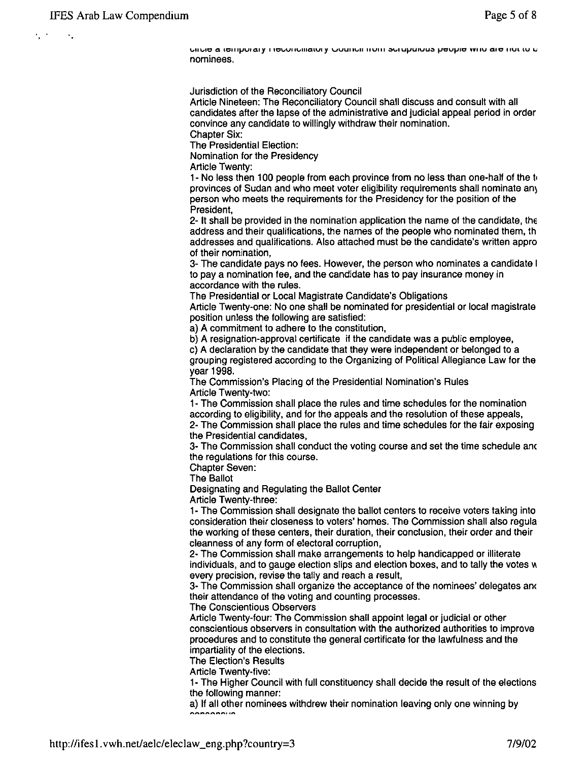circle a temporary Reconciliatory Council from scrupulous people who are not to b nominees.

Jurisdiction of the Reconciliatory Council

Article Nineteen: The Reconciliatory Council shall discuss and consult with all candidates after the lapse of the administrative and judicial appeal period in order convince any candidate to willingly withdraw their nomination.

Chapter Six:

The Presidential Election:

Nomination for the Presidency

Article Twenty:

1- No less then 100 people from each province from no less than one-half of the t provinces of Sudan and who meet voter eligibility requirements shall nominate any person who meets the requirements for the Presidency for the position of the President,

2- It shall be provided in the nomination application the name of the candidate, the address and their qualifications, the names of the people who nominated them, th addresses and qualifications. Also attached must be the candidate's written appro of their nomination,

3- The candidate pays no fees. However, the person who nominates a candidate l to pay a nomination fee, and the candidate has to pay insurance money in accordance with the rules.

The Presidential or Local Magistrate Candidate's Obligations

Article Twenty-one: No one shall be nominated for presidential or local magistrate position unless the following are satisfied:

a) A commitment to adhere to the constitution,

b) A resignation-approval certificate if the candidate was a public employee,

c) A declaration by the candidate that they were independent or belonged to a grouping registered according to the Organizing of Political Allegiance Law for the year 1998.

The Commission's Placing of the Presidential Nomination's Rules

Article Twenty-two:

1- The Commission shall place the rules and time schedules for the nomination according to eligibility, and for the appeals and the resolution of these appeals,

2- The Commission shall place the rules and time schedules for the fair exposing the Presidential candidates,

3- The Commission shall conduct the voting course and set the time schedule anc the regulations for this course.

Chapter Seven:

The Ballot

Designating and Regulating the Ballot Center

Article Twenty-three:

1- The Commission shall designate the ballot centers to receive voters taking into consideration their closeness to voters' homes. The Commission shall also regula the working of these centers, their duration, their conclusion, their order and their cleanness of any form of electoral corruption,

2- The Commission shall make arrangements to help handicapped or illiterate individuals, and to gauge election slips and election boxes, and to tally the votes w every precision, revise the tally and reach a result,

3- The Commission shall organize the acceptance of the nominees' delegates anc their attendance of the voting and counting processes.

The Conscientious Observers

Article Twenty-four: The Commission shall appoint legal or judicial or other conscientious observers in consultation with the authorized authorities to improve procedures and to constitute the general certificate for the lawfulness and the impartiality of the elections.

The Election's Results

Article Twenty-five:

1- The Higher Council with full constituency shall decide the result of the elections the following manner:

a) If all other nominees withdrew their nomination leaving only one winning by consensus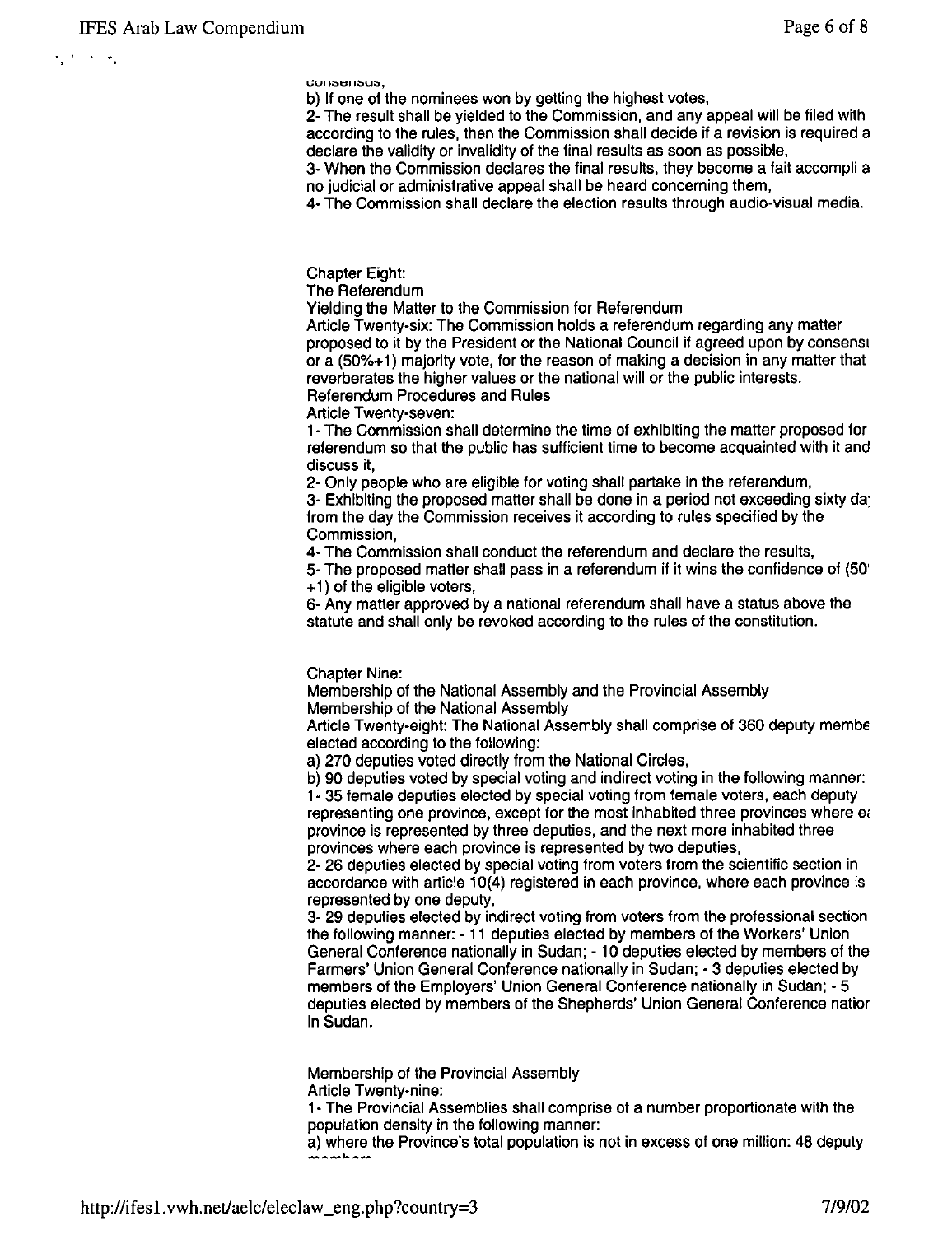consensus,

b) If one of the nominees won by getting the highest votes,

2- The result shall be yielded to the Commission, and any appeal will be filed with according to the rules, then the Commission shall decide if a revision is required a declare the validity or invalidity of the final results as soon as possible,

3- When the Commission declares the final results, they become a fait accompli a no judicial or administrative appeal shall be heard concerning them,

4- The Commission shall declare the election results through audio-visual media.

Chapter Eight:

The Referendum

Yielding the Matter to the Commission for Referendum

Article Twenty-six: The Commission holds a referendum regarding any matter proposed to it by the President or the National Council if agreed upon by consensı or a (50%+1) majority vote, for the reason of making a decision in any matter that reverberates the higher values or the national will or the public interests.

Referendum Procedures and Rules

Article Twenty-seven:

1- The Commission shall determine the time of exhibiting the matter proposed for referendum so that the public has sufficient time to become acquainted with it and discuss it,

2- Only people who are eligible for voting shall partake in the referendum,

3- Exhibiting the proposed matter shall be done in a period not exceeding sixty da from the day the Commission receives it according to rules specified by the Commission,

4- The Commission shall conduct the referendum and declare the results,

5- The proposed matter shall pass in a referendum if it wins the confidence of (50 +1) of the eligible voters,

6- Any matter approved by a national referendum shall have a status above the statute and shall only be revoked according to the rules of the constitution.

Chapter Nine:

Membership of the National Assembly and the Provincial Assembly

Membership of the National Assembly

Article Twenty-eight: The National Assembly shall comprise of 360 deputy membe elected according to the following:

a) 270 deputies voted directly from the National Circles,

b) 90 deputies voted by special voting and indirect voting in the following manner:

1- 35 female deputies elected by special voting from female voters, each deputy representing one province, except for the most inhabited three provinces where e province is represented by three deputies, and the next more inhabited three provinces where each province is represented by two deputies,

2- 26 deputies elected by special voting from voters from the scientific section in accordance with article 10(4) registered in each province, where each province is represented by one deputy,

3- 29 deputies elected by indirect voting from voters from the professional section the following manner: - 11 deputies elected by members of the Workers' Union General Conference nationally in Sudan; - 10 deputies elected by members of the Farmers' Union General Conference nationally in Sudan; - 3 deputies elected by members of the Employers' Union General Conference nationally in Sudan; - 5 deputies elected by members of the Shepherds' Union General Conference natior in Sudan.

Membership of the Provincial Assembly

Article Twenty-nine:

1- The Provincial Assemblies shall comprise of a number proportionate with the population density in the following manner:

a) where the Province's total population is not in excess of one million: 48 deputy members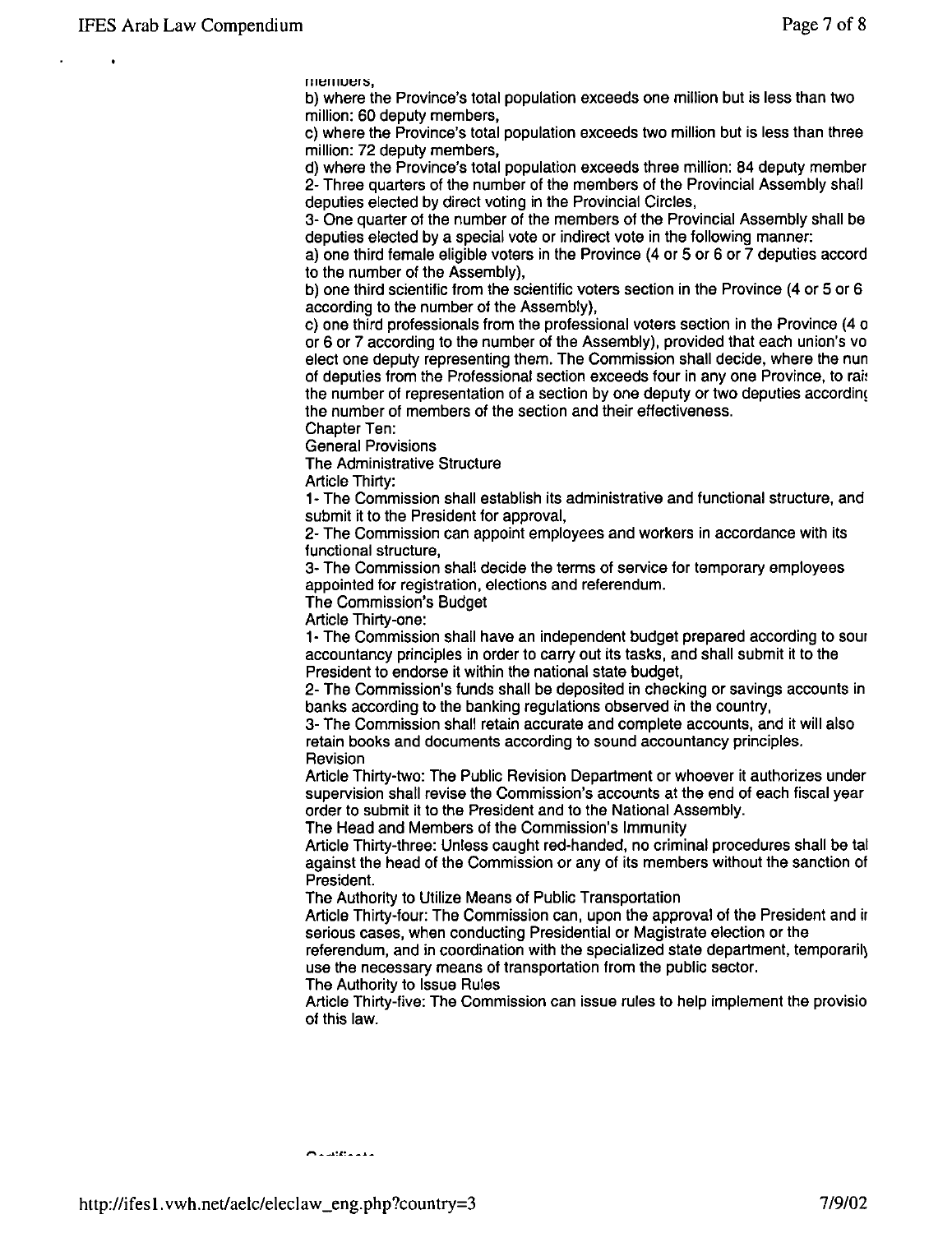members,

b) where the Province's total population exceeds one million but is less than two million: 60 deputy members,

c) where the Province's total population exceeds two million but is less than three million: 72 deputy members,

d) where the Province's total population exceeds three million: 84 deputy member

2- Three quarters of the number of the members of the Provincial Assembly shall deputies elected by direct voting in the Provincial Circles,

3- One quarter of the number of the members of the Provincial Assembly shall be deputies elected by a special vote or indirect vote in the following manner:

a) one third female eligible voters in the Province (4 or 5 or 6 or 7 deputies accord to the number of the Assembly),

b) one third scientific from the scientific voters section in the Province (4 or 5 or 6 according to the number of the Assembly),

c) one third professionals from the professional voters section in the Province (4 o or 6 or 7 according to the number of the Assembly), provided that each union's vo elect one deputy representing them. The Commission shall decide, where the nun of deputies from the Professional section exceeds four in any one Province, to rai: the number of representation of a section by one deputy or two deputies accordin( the number of members of the section and their effectiveness.

Chapter Ten:

General Provisions

The Administrative Structure

Article Thirty:

1- The Commission shall establish its administrative and functional structure, and submit it to the President for approval,

2- The Commission can appoint employees and workers in accordance with its functional structure,

3- The Commission shall decide the terms of service for temporary employees appointed for registration, elections and referendum.

The Commission's Budget

Article Thirty-one:

1- The Commission shall have an independent budget prepared according to sour accountancy principles in order to carry out its tasks, and shall submit it to the President to endorse it within the national state budget,

2- The Commission's funds shall be deposited in checking or savings accounts in banks according to the banking regulations observed in the country,

3- The Commission shall retain accurate and complete accounts, and it will also retain books and documents according to sound accountancy principles.

Revision

Article Thirty-two: The Public Revision Department or whoever it authorizes under supervision shall revise the Commission's accounts at the end of each fiscal year order to submit it to the President and to the National Assembly.

The Head and Members of the Commission's Immunity

Article Thirty-three: Unless caught red-handed, no criminal procedures shall be tal against the head of the Commission or any of its members without the sanction of President.

The Authority to Utilize Means of Public Transportation

Article Thirty-four: The Commission can, upon the approval of the President and ir serious cases, when conducting Presidential or Magistrate election or the referendum, and in coordination with the specialized state department, temporarily use the necessary means of transportation from the public sector.

The Authority to Issue Rules

Article Thirty-five: The Commission can issue rules to help implement the provisio of this law.

Certificate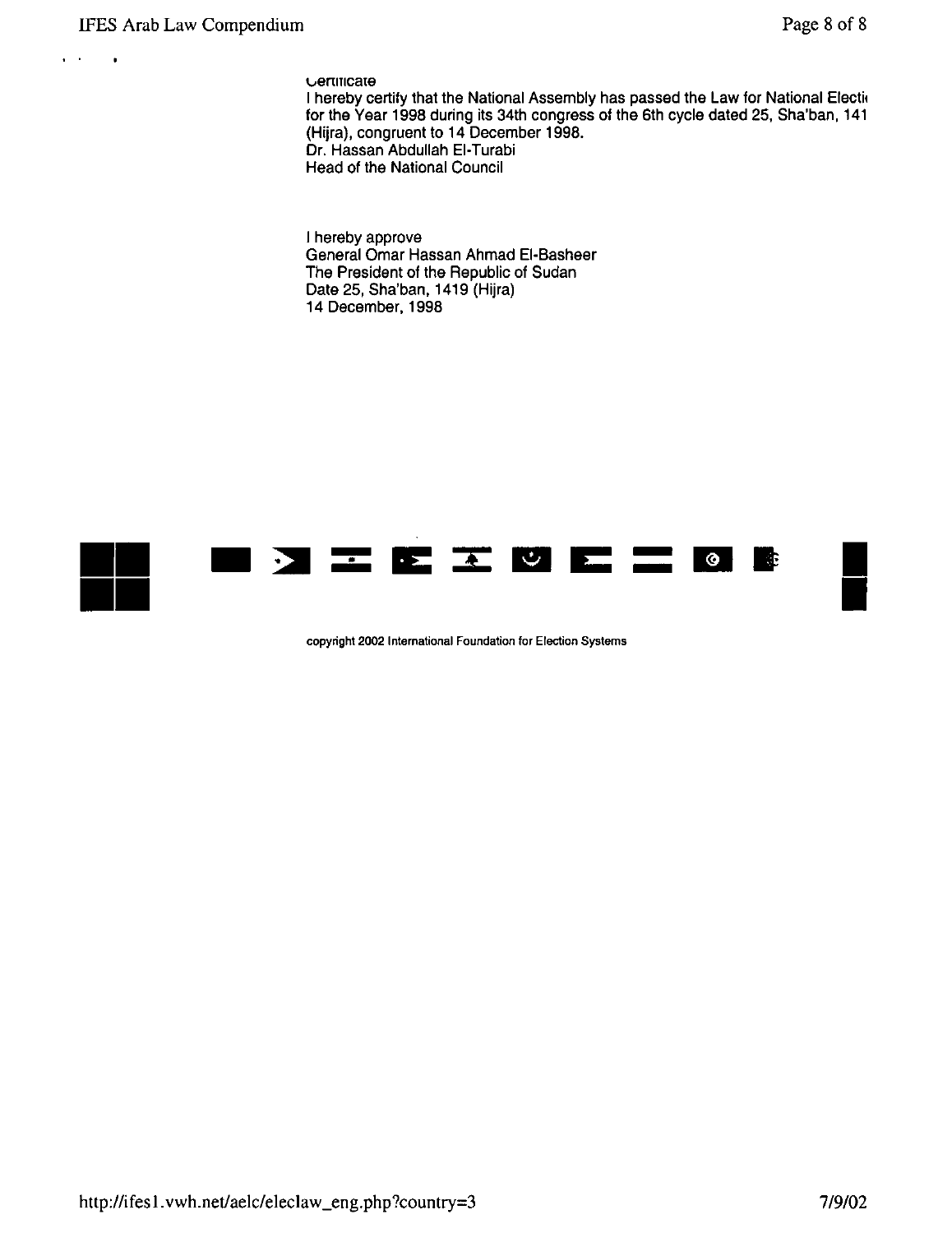Certificate

I hereby certify that the National Assembly has passed the Law for National Electi
for the Year 1998 during its 34th congress of the 6th cycle dated 25, Sha'ban, 141
(Hijra), congruent to 14 December 1998.
Dr. Hassan Abdullah El-Turabi
Head of the National Council

I hereby approve
General Omar Hassan Ahmad El-Basheer
The President of the Republic of Sudan
Date 25, Sha'ban, 1419 (Hijra)
14 December, 1998

copyright 2002 International Foundation for Election Systems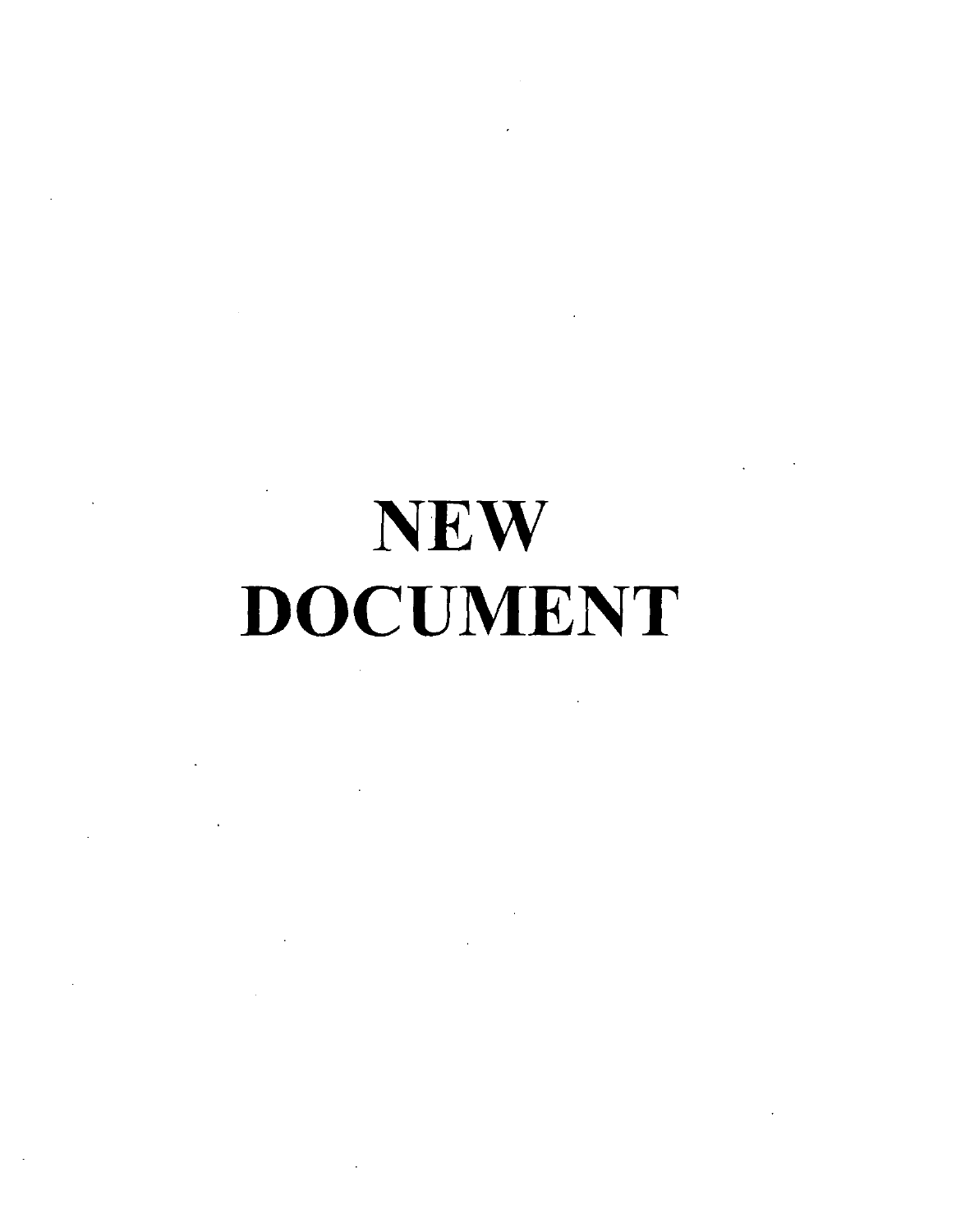# NEW DOCUMENT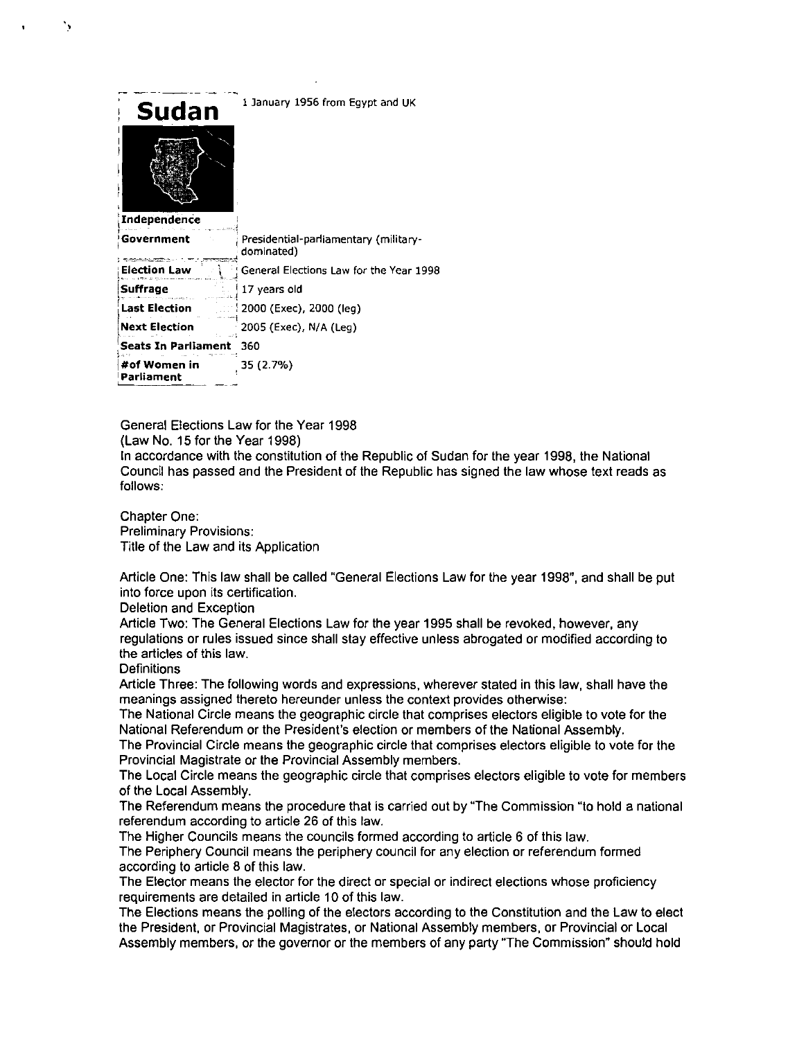# Sudan

| | |
|---|---|
| **Independence** | 1 January 1956 from Egypt and UK |
| **Government** | Presidential-parliamentary (military-dominated) |
| **Election Law** | General Elections Law for the Year 1998 |
| **Suffrage** | 17 years old |
| **Last Election** | 2000 (Exec), 2000 (leg) |
| **Next Election** | 2005 (Exec), N/A (Leg) |
| **Seats In Parliament** | 360 |
| **#of Women in Parliament** | 35 (2.7%) |

General Elections Law for the Year 1998
(Law No. 15 for the Year 1998)
In accordance with the constitution of the Republic of Sudan for the year 1998, the National Council has passed and the President of the Republic has signed the law whose text reads as follows:

Chapter One:
Preliminary Provisions:
Title of the Law and its Application

Article One: This law shall be called "General Elections Law for the year 1998", and shall be put into force upon its certification.

Deletion and Exception

Article Two: The General Elections Law for the year 1995 shall be revoked, however, any regulations or rules issued since shall stay effective unless abrogated or modified according to the articles of this law.

Definitions

Article Three: The following words and expressions, wherever stated in this law, shall have the meanings assigned thereto hereunder unless the context provides otherwise:

The National Circle means the geographic circle that comprises electors eligible to vote for the National Referendum or the President's election or members of the National Assembly.

The Provincial Circle means the geographic circle that comprises electors eligible to vote for the Provincial Magistrate or the Provincial Assembly members.

The Local Circle means the geographic circle that comprises electors eligible to vote for members of the Local Assembly.

The Referendum means the procedure that is carried out by "The Commission "to hold a national referendum according to article 26 of this law.

The Higher Councils means the councils formed according to article 6 of this law.

The Periphery Council means the periphery council for any election or referendum formed according to article 8 of this law.

The Elector means the elector for the direct or special or indirect elections whose proficiency requirements are detailed in article 10 of this law.

The Elections means the polling of the electors according to the Constitution and the Law to elect the President, or Provincial Magistrates, or National Assembly members, or Provincial or Local Assembly members, or the governor or the members of any party "The Commission" should hold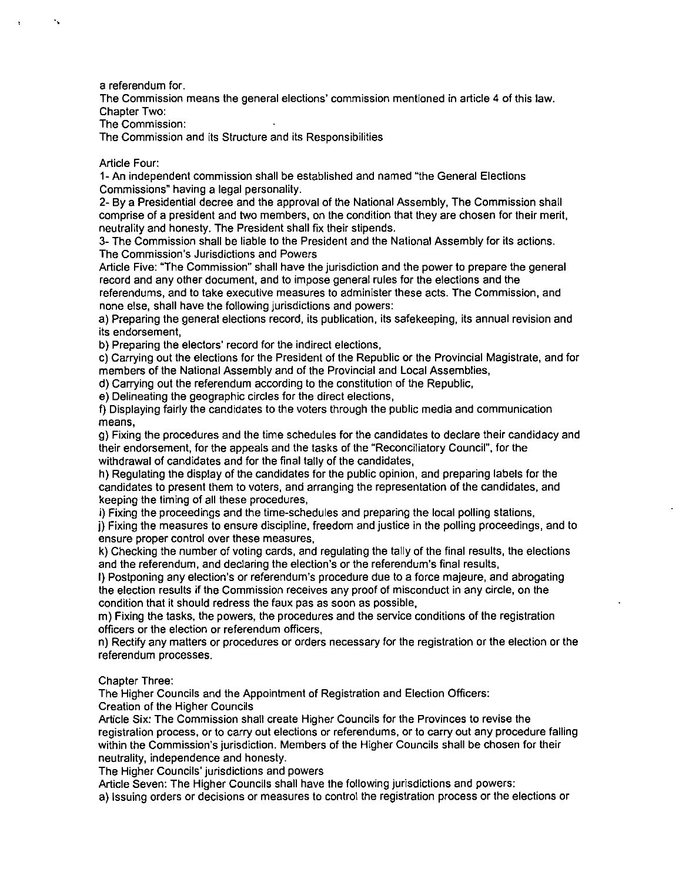a referendum for.

The Commission means the general elections' commission mentioned in article 4 of this law.

## Chapter Two:

## The Commission:

### The Commission and its Structure and its Responsibilities

Article Four:

1- An independent commission shall be established and named "the General Elections Commissions" having a legal personality.

2- By a Presidential decree and the approval of the National Assembly, The Commission shall comprise of a president and two members, on the condition that they are chosen for their merit, neutrality and honesty. The President shall fix their stipends.

3- The Commission shall be liable to the President and the National Assembly for its actions.

### The Commission's Jurisdictions and Powers

Article Five: "The Commission" shall have the jurisdiction and the power to prepare the general record and any other document, and to impose general rules for the elections and the referendums, and to take executive measures to administer these acts. The Commission, and none else, shall have the following jurisdictions and powers:

a) Preparing the general elections record, its publication, its safekeeping, its annual revision and its endorsement,

b) Preparing the electors' record for the indirect elections,

c) Carrying out the elections for the President of the Republic or the Provincial Magistrate, and for members of the National Assembly and of the Provincial and Local Assemblies,

d) Carrying out the referendum according to the constitution of the Republic,

e) Delineating the geographic circles for the direct elections,

f) Displaying fairly the candidates to the voters through the public media and communication means,

g) Fixing the procedures and the time schedules for the candidates to declare their candidacy and their endorsement, for the appeals and the tasks of the "Reconciliatory Council", for the withdrawal of candidates and for the final tally of the candidates,

h) Regulating the display of the candidates for the public opinion, and preparing labels for the candidates to present them to voters, and arranging the representation of the candidates, and keeping the timing of all these procedures,

i) Fixing the proceedings and the time-schedules and preparing the local polling stations,

j) Fixing the measures to ensure discipline, freedom and justice in the polling proceedings, and to ensure proper control over these measures,

k) Checking the number of voting cards, and regulating the tally of the final results, the elections and the referendum, and declaring the election's or the referendum's final results,

l) Postponing any election's or referendum's procedure due to a force majeure, and abrogating the election results if the Commission receives any proof of misconduct in any circle, on the condition that it should redress the faux pas as soon as possible,

m) Fixing the tasks, the powers, the procedures and the service conditions of the registration officers or the election or referendum officers,

n) Rectify any matters or procedures or orders necessary for the registration or the election or the referendum processes.

## Chapter Three:

## The Higher Councils and the Appointment of Registration and Election Officers:

### Creation of the Higher Councils

Article Six: The Commission shall create Higher Councils for the Provinces to revise the registration process, or to carry out elections or referendums, or to carry out any procedure falling within the Commission's jurisdiction. Members of the Higher Councils shall be chosen for their neutrality, independence and honesty.

### The Higher Councils' jurisdictions and powers

Article Seven: The Higher Councils shall have the following jurisdictions and powers:

a) Issuing orders or decisions or measures to control the registration process or the elections or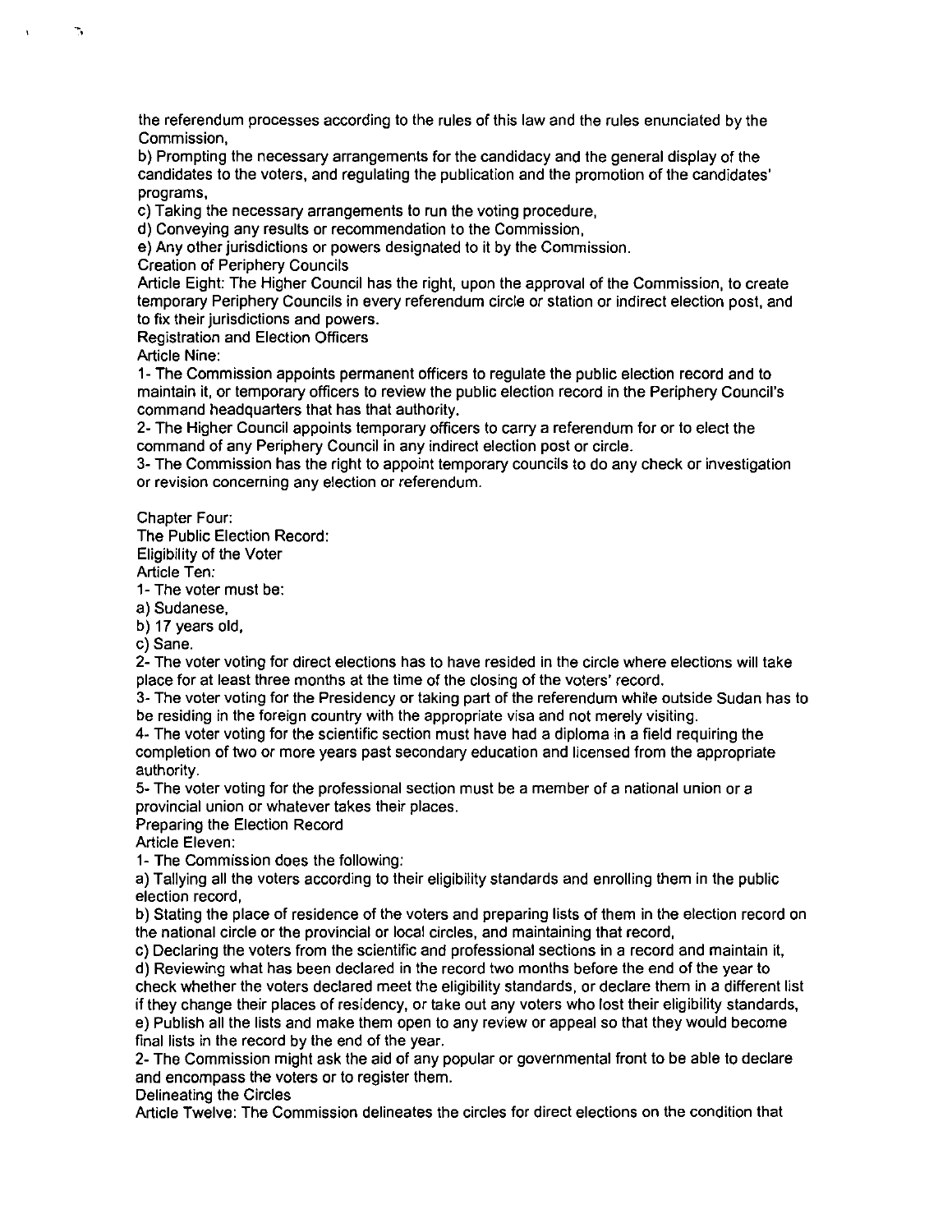the referendum processes according to the rules of this law and the rules enunciated by the Commission,

b) Prompting the necessary arrangements for the candidacy and the general display of the candidates to the voters, and regulating the publication and the promotion of the candidates' programs,

c) Taking the necessary arrangements to run the voting procedure,

d) Conveying any results or recommendation to the Commission,

e) Any other jurisdictions or powers designated to it by the Commission.

Creation of Periphery Councils

Article Eight: The Higher Council has the right, upon the approval of the Commission, to create temporary Periphery Councils in every referendum circle or station or indirect election post, and to fix their jurisdictions and powers.

Registration and Election Officers

Article Nine:

1- The Commission appoints permanent officers to regulate the public election record and to maintain it, or temporary officers to review the public election record in the Periphery Council's command headquarters that has that authority.

2- The Higher Council appoints temporary officers to carry a referendum for or to elect the command of any Periphery Council in any indirect election post or circle.

3- The Commission has the right to appoint temporary councils to do any check or investigation or revision concerning any election or referendum.

Chapter Four:

The Public Election Record:

Eligibility of the Voter

Article Ten:

1- The voter must be:

a) Sudanese,

b) 17 years old,

c) Sane.

2- The voter voting for direct elections has to have resided in the circle where elections will take place for at least three months at the time of the closing of the voters' record.

3- The voter voting for the Presidency or taking part of the referendum while outside Sudan has to be residing in the foreign country with the appropriate visa and not merely visiting.

4- The voter voting for the scientific section must have had a diploma in a field requiring the completion of two or more years past secondary education and licensed from the appropriate authority.

5- The voter voting for the professional section must be a member of a national union or a provincial union or whatever takes their places.

Preparing the Election Record

Article Eleven:

1- The Commission does the following:

a) Tallying all the voters according to their eligibility standards and enrolling them in the public election record,

b) Stating the place of residence of the voters and preparing lists of them in the election record on the national circle or the provincial or local circles, and maintaining that record,

c) Declaring the voters from the scientific and professional sections in a record and maintain it,

d) Reviewing what has been declared in the record two months before the end of the year to check whether the voters declared meet the eligibility standards, or declare them in a different list if they change their places of residency, or take out any voters who lost their eligibility standards,

e) Publish all the lists and make them open to any review or appeal so that they would become final lists in the record by the end of the year.

2- The Commission might ask the aid of any popular or governmental front to be able to declare and encompass the voters or to register them.

Delineating the Circles

Article Twelve: The Commission delineates the circles for direct elections on the condition that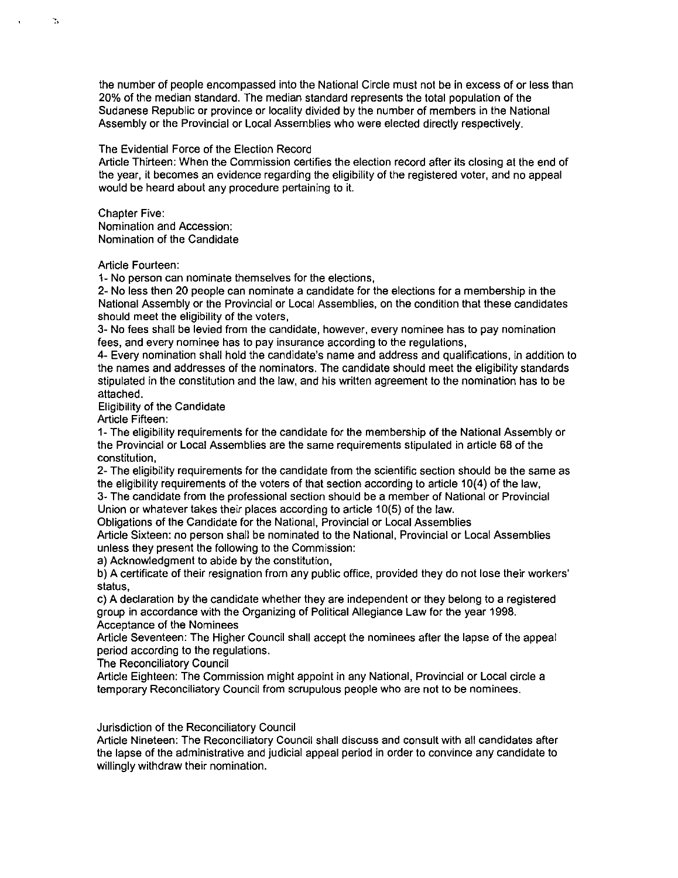the number of people encompassed into the National Circle must not be in excess of or less than 20% of the median standard. The median standard represents the total population of the Sudanese Republic or province or locality divided by the number of members in the National Assembly or the Provincial or Local Assemblies who were elected directly respectively.

The Evidential Force of the Election Record

Article Thirteen: When the Commission certifies the election record after its closing at the end of the year, it becomes an evidence regarding the eligibility of the registered voter, and no appeal would be heard about any procedure pertaining to it.

Chapter Five:
Nomination and Accession:
Nomination of the Candidate

Article Fourteen:

1- No person can nominate themselves for the elections,

2- No less then 20 people can nominate a candidate for the elections for a membership in the National Assembly or the Provincial or Local Assemblies, on the condition that these candidates should meet the eligibility of the voters,

3- No fees shall be levied from the candidate, however, every nominee has to pay nomination fees, and every nominee has to pay insurance according to the regulations,

4- Every nomination shall hold the candidate's name and address and qualifications, in addition to the names and addresses of the nominators. The candidate should meet the eligibility standards stipulated in the constitution and the law, and his written agreement to the nomination has to be attached.

Eligibility of the Candidate

Article Fifteen:

1- The eligibility requirements for the candidate for the membership of the National Assembly or the Provincial or Local Assemblies are the same requirements stipulated in article 68 of the constitution,

2- The eligibility requirements for the candidate from the scientific section should be the same as the eligibility requirements of the voters of that section according to article 10(4) of the law,

3- The candidate from the professional section should be a member of National or Provincial Union or whatever takes their places according to article 10(5) of the law.

Obligations of the Candidate for the National, Provincial or Local Assemblies

Article Sixteen: no person shall be nominated to the National, Provincial or Local Assemblies unless they present the following to the Commission:

a) Acknowledgment to abide by the constitution,

b) A certificate of their resignation from any public office, provided they do not lose their workers' status,

c) A declaration by the candidate whether they are independent or they belong to a registered group in accordance with the Organizing of Political Allegiance Law for the year 1998.

Acceptance of the Nominees

Article Seventeen: The Higher Council shall accept the nominees after the lapse of the appeal period according to the regulations.

The Reconciliatory Council

Article Eighteen: The Commission might appoint in any National, Provincial or Local circle a temporary Reconciliatory Council from scrupulous people who are not to be nominees.

Jurisdiction of the Reconciliatory Council

Article Nineteen: The Reconciliatory Council shall discuss and consult with all candidates after the lapse of the administrative and judicial appeal period in order to convince any candidate to willingly withdraw their nomination.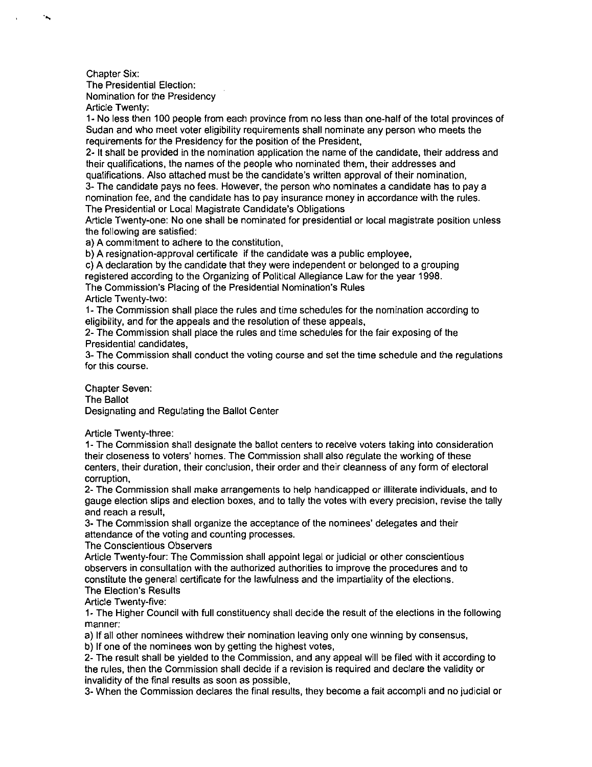Chapter Six:

The Presidential Election:

Nomination for the Presidency

Article Twenty:

1- No less then 100 people from each province from no less than one-half of the total provinces of Sudan and who meet voter eligibility requirements shall nominate any person who meets the requirements for the Presidency for the position of the President,

2- It shall be provided in the nomination application the name of the candidate, their address and their qualifications, the names of the people who nominated them, their addresses and qualifications. Also attached must be the candidate's written approval of their nomination,

3- The candidate pays no fees. However, the person who nominates a candidate has to pay a nomination fee, and the candidate has to pay insurance money in accordance with the rules.

The Presidential or Local Magistrate Candidate's Obligations

Article Twenty-one: No one shall be nominated for presidential or local magistrate position unless the following are satisfied:

a) A commitment to adhere to the constitution,

b) A resignation-approval certificate if the candidate was a public employee,

c) A declaration by the candidate that they were independent or belonged to a grouping registered according to the Organizing of Political Allegiance Law for the year 1998.

The Commission's Placing of the Presidential Nomination's Rules

Article Twenty-two:

1- The Commission shall place the rules and time schedules for the nomination according to eligibility, and for the appeals and the resolution of these appeals,

2- The Commission shall place the rules and time schedules for the fair exposing of the Presidential candidates,

3- The Commission shall conduct the voting course and set the time schedule and the regulations for this course.

Chapter Seven:

The Ballot

Designating and Regulating the Ballot Center

Article Twenty-three:

1- The Commission shall designate the ballot centers to receive voters taking into consideration their closeness to voters' homes. The Commission shall also regulate the working of these centers, their duration, their conclusion, their order and their cleanness of any form of electoral corruption,

2- The Commission shall make arrangements to help handicapped or illiterate individuals, and to gauge election slips and election boxes, and to tally the votes with every precision, revise the tally and reach a result,

3- The Commission shall organize the acceptance of the nominees' delegates and their attendance of the voting and counting processes.

The Conscientious Observers

Article Twenty-four: The Commission shall appoint legal or judicial or other conscientious observers in consultation with the authorized authorities to improve the procedures and to constitute the general certificate for the lawfulness and the impartiality of the elections.

The Election's Results

Article Twenty-five:

1- The Higher Council with full constituency shall decide the result of the elections in the following manner:

a) If all other nominees withdrew their nomination leaving only one winning by consensus,

b) If one of the nominees won by getting the highest votes,

2- The result shall be yielded to the Commission, and any appeal will be filed with it according to the rules, then the Commission shall decide if a revision is required and declare the validity or invalidity of the final results as soon as possible,

3- When the Commission declares the final results, they become a fait accompli and no judicial or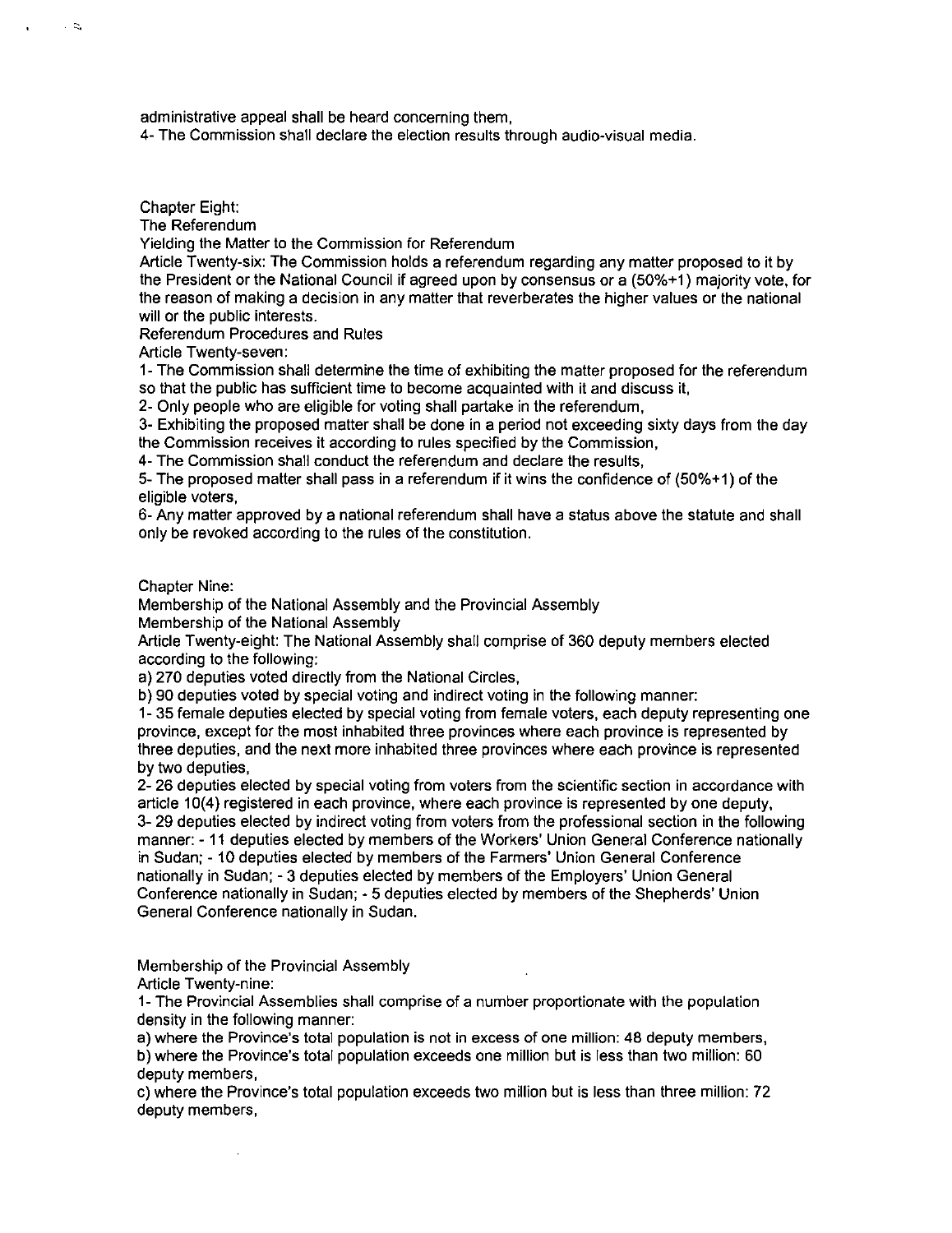administrative appeal shall be heard concerning them,

4- The Commission shall declare the election results through audio-visual media.

## Chapter Eight:

## The Referendum

### Yielding the Matter to the Commission for Referendum

Article Twenty-six: The Commission holds a referendum regarding any matter proposed to it by the President or the National Council if agreed upon by consensus or a (50%+1) majority vote, for the reason of making a decision in any matter that reverberates the higher values or the national will or the public interests.

### Referendum Procedures and Rules

Article Twenty-seven:

1- The Commission shall determine the time of exhibiting the matter proposed for the referendum so that the public has sufficient time to become acquainted with it and discuss it,

2- Only people who are eligible for voting shall partake in the referendum,

3- Exhibiting the proposed matter shall be done in a period not exceeding sixty days from the day the Commission receives it according to rules specified by the Commission,

4- The Commission shall conduct the referendum and declare the results,

5- The proposed matter shall pass in a referendum if it wins the confidence of (50%+1) of the eligible voters,

6- Any matter approved by a national referendum shall have a status above the statute and shall only be revoked according to the rules of the constitution.

## Chapter Nine:

## Membership of the National Assembly and the Provincial Assembly

### Membership of the National Assembly

Article Twenty-eight: The National Assembly shall comprise of 360 deputy members elected according to the following:

a) 270 deputies voted directly from the National Circles,

b) 90 deputies voted by special voting and indirect voting in the following manner:

1- 35 female deputies elected by special voting from female voters, each deputy representing one province, except for the most inhabited three provinces where each province is represented by three deputies, and the next more inhabited three provinces where each province is represented by two deputies,

2- 26 deputies elected by special voting from voters from the scientific section in accordance with article 10(4) registered in each province, where each province is represented by one deputy,

3- 29 deputies elected by indirect voting from voters from the professional section in the following manner: - 11 deputies elected by members of the Workers' Union General Conference nationally in Sudan; - 10 deputies elected by members of the Farmers' Union General Conference nationally in Sudan; - 3 deputies elected by members of the Employers' Union General Conference nationally in Sudan; - 5 deputies elected by members of the Shepherds' Union General Conference nationally in Sudan.

### Membership of the Provincial Assembly

Article Twenty-nine:

1- The Provincial Assemblies shall comprise of a number proportionate with the population density in the following manner:

a) where the Province's total population is not in excess of one million: 48 deputy members,

b) where the Province's total population exceeds one million but is less than two million: 60 deputy members,

c) where the Province's total population exceeds two million but is less than three million: 72 deputy members,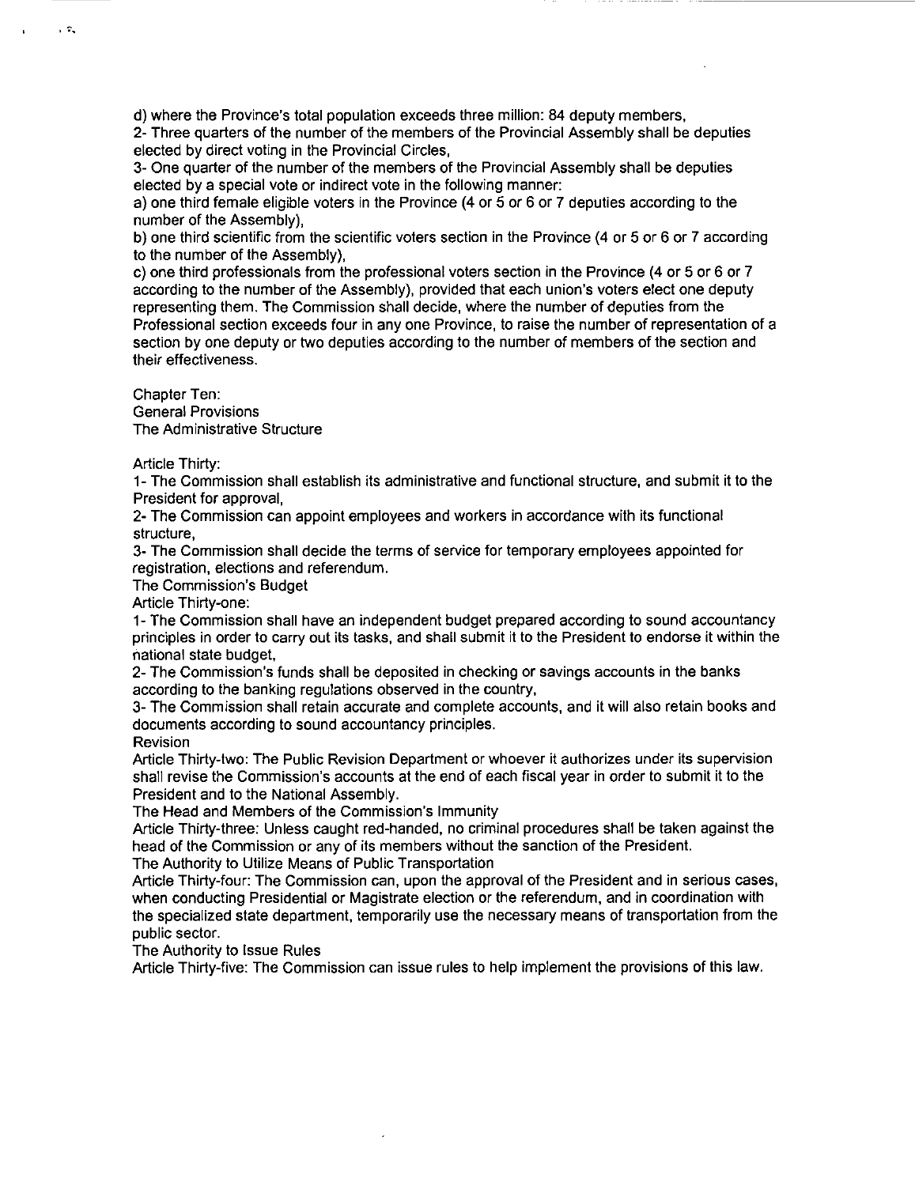d) where the Province's total population exceeds three million: 84 deputy members,

2- Three quarters of the number of the members of the Provincial Assembly shall be deputies elected by direct voting in the Provincial Circles,

3- One quarter of the number of the members of the Provincial Assembly shall be deputies elected by a special vote or indirect vote in the following manner:

a) one third female eligible voters in the Province (4 or 5 or 6 or 7 deputies according to the number of the Assembly),

b) one third scientific from the scientific voters section in the Province (4 or 5 or 6 or 7 according to the number of the Assembly),

c) one third professionals from the professional voters section in the Province (4 or 5 or 6 or 7 according to the number of the Assembly), provided that each union's voters elect one deputy representing them. The Commission shall decide, where the number of deputies from the Professional section exceeds four in any one Province, to raise the number of representation of a section by one deputy or two deputies according to the number of members of the section and their effectiveness.

## Chapter Ten:
## General Provisions
### The Administrative Structure

Article Thirty:

1- The Commission shall establish its administrative and functional structure, and submit it to the President for approval,

2- The Commission can appoint employees and workers in accordance with its functional structure,

3- The Commission shall decide the terms of service for temporary employees appointed for registration, elections and referendum.

### The Commission's Budget

Article Thirty-one:

1- The Commission shall have an independent budget prepared according to sound accountancy principles in order to carry out its tasks, and shall submit it to the President to endorse it within the national state budget,

2- The Commission's funds shall be deposited in checking or savings accounts in the banks according to the banking regulations observed in the country,

3- The Commission shall retain accurate and complete accounts, and it will also retain books and documents according to sound accountancy principles.

### Revision

Article Thirty-two: The Public Revision Department or whoever it authorizes under its supervision shall revise the Commission's accounts at the end of each fiscal year in order to submit it to the President and to the National Assembly.

### The Head and Members of the Commission's Immunity

Article Thirty-three: Unless caught red-handed, no criminal procedures shall be taken against the head of the Commission or any of its members without the sanction of the President.

### The Authority to Utilize Means of Public Transportation

Article Thirty-four: The Commission can, upon the approval of the President and in serious cases, when conducting Presidential or Magistrate election or the referendum, and in coordination with the specialized state department, temporarily use the necessary means of transportation from the public sector.

### The Authority to Issue Rules

Article Thirty-five: The Commission can issue rules to help implement the provisions of this law.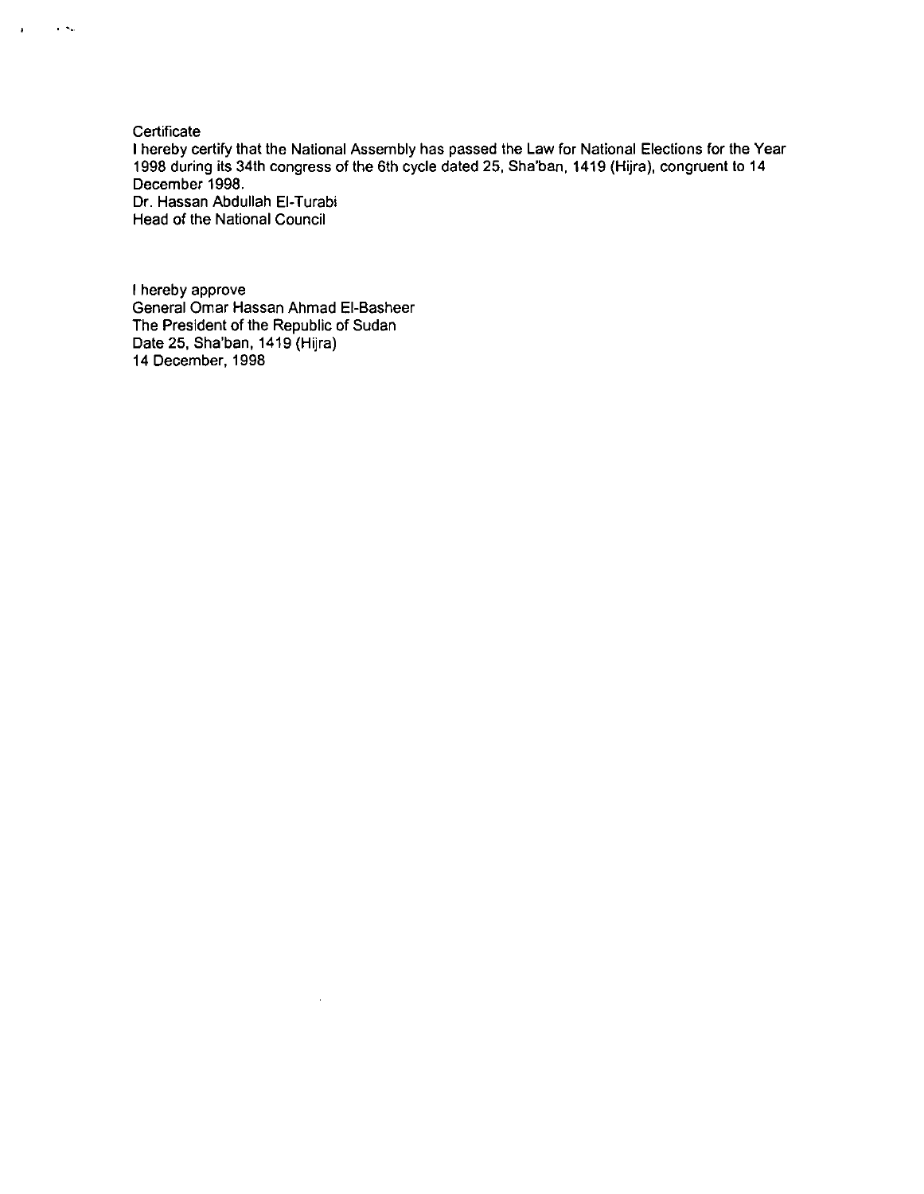Certificate

I hereby certify that the National Assembly has passed the Law for National Elections for the Year 1998 during its 34th congress of the 6th cycle dated 25, Sha'ban, 1419 (Hijra), congruent to 14 December 1998.

Dr. Hassan Abdullah El-Turabi
Head of the National Council

I hereby approve
General Omar Hassan Ahmad El-Basheer
The President of the Republic of Sudan
Date 25, Sha'ban, 1419 (Hijra)
14 December, 1998